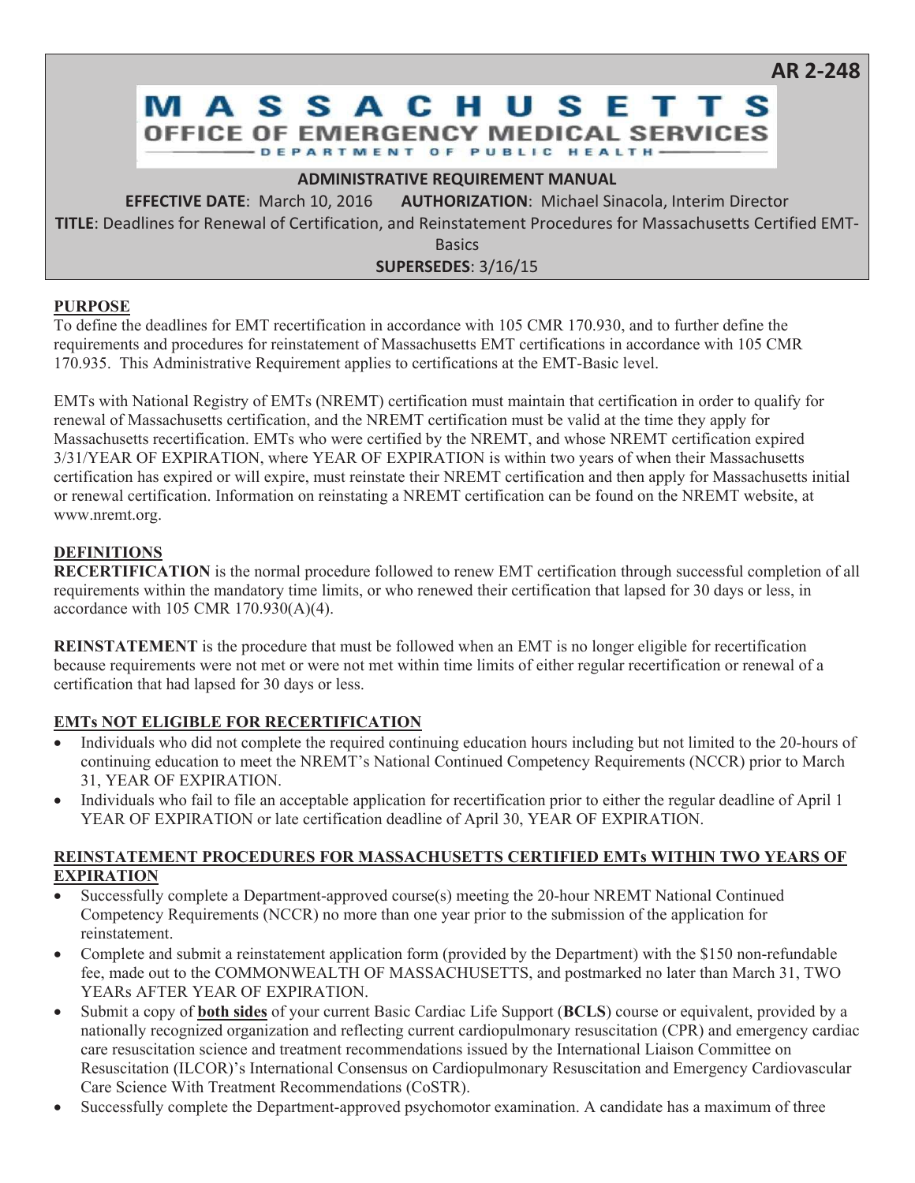**AR 2-248**

# MASSACHUSETTS OFFICE OF EMERGENCY MEDICAL SERVICES

DEPARTMENT OF PUBLIC HEALTH

**ADMINISTRATIVE REQUIREMENT MANUAL**

**EFFECTIVE DATE**: March 10, 2016 **AUTHORIZATION**: Michael Sinacola, Interim Director

**TITLE**: Deadlines for Renewal of Certification, and Reinstatement Procedures for Massachusetts Certified EMT-Basics

**SUPERSEDES**: 3/16/15

## PURPOSE

To define the deadlines for EMT recertification in accordance with 105 CMR 170.930, and to further define the requirements and procedures for reinstatement of Massachusetts EMT certifications in accordance with 105 CMR 170.935. This Administrative Requirement applies to certifications at the EMT-Basic level.

EMTs with National Registry of EMTs (NREMT) certification must maintain that certification in order to qualify for renewal of Massachusetts certification, and the NREMT certification must be valid at the time they apply for Massachusetts recertification. EMTs who were certified by the NREMT, and whose NREMT certification expired 3/31/YEAR OF EXPIRATION, where YEAR OF EXPIRATION is within two years of when their Massachusetts certification has expired or will expire, must reinstate their NREMT certification and then apply for Massachusetts initial or renewal certification. Information on reinstating a NREMT certification can be found on the NREMT website, at www.nremt.org.

## DEFINITIONS

**RECERTIFICATION** is the normal procedure followed to renew EMT certification through successful completion of all requirements within the mandatory time limits, or who renewed their certification that lapsed for 30 days or less, in accordance with 105 CMR 170.930(A)(4).

**REINSTATEMENT** is the procedure that must be followed when an EMT is no longer eligible for recertification because requirements were not met or were not met within time limits of either regular recertification or renewal of a certification that had lapsed for 30 days or less.

## EMTs NOT ELIGIBLE FOR RECERTIFICATION

- Individuals who did not complete the required continuing education hours including but not limited to the 20-hours of continuing education to meet the NREMT's National Continued Competency Requirements (NCCR) prior to March 31, YEAR OF EXPIRATION.
- Individuals who fail to file an acceptable application for recertification prior to either the regular deadline of April 1 YEAR OF EXPIRATION or late certification deadline of April 30, YEAR OF EXPIRATION.

## REINSTATEMENT PROCEDURES FOR MASSACHUSETTS CERTIFIED EMTs WITHIN TWO YEARS OF EXPIRATION

- Successfully complete a Department-approved course(s) meeting the 20-hour NREMT National Continued Competency Requirements (NCCR) no more than one year prior to the submission of the application for reinstatement.
- Complete and submit a reinstatement application form (provided by the Department) with the $150 non-refundable fee, made out to the COMMONWEALTH OF MASSACHUSETTS, and postmarked no later than March 31, TWO YEARs AFTER YEAR OF EXPIRATION.
- Submit a copy of **both sides** of your current Basic Cardiac Life Support (**BCLS**) course or equivalent, provided by a nationally recognized organization and reflecting current cardiopulmonary resuscitation (CPR) and emergency cardiac care resuscitation science and treatment recommendations issued by the International Liaison Committee on Resuscitation (ILCOR)'s International Consensus on Cardiopulmonary Resuscitation and Emergency Cardiovascular Care Science With Treatment Recommendations (CoSTR).
- Successfully complete the Department-approved psychomotor examination. A candidate has a maximum of three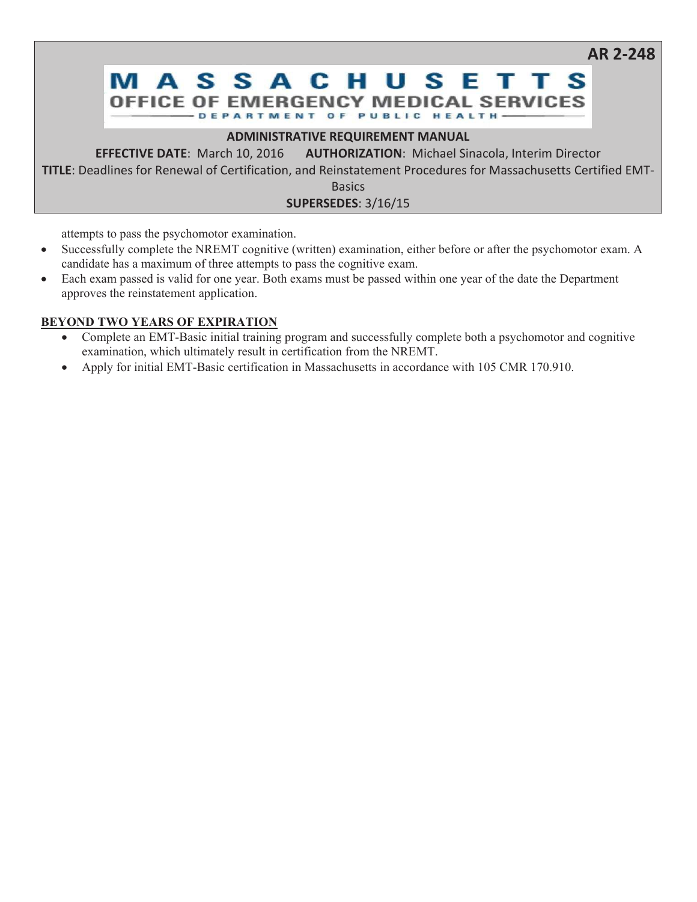attempts to pass the psychomotor examination.

- Successfully complete the NREMT cognitive (written) examination, either before or after the psychomotor exam. A candidate has a maximum of three attempts to pass the cognitive exam.
- Each exam passed is valid for one year. Both exams must be passed within one year of the date the Department approves the reinstatement application.

## BEYOND TWO YEARS OF EXPIRATION

- Complete an EMT-Basic initial training program and successfully complete both a psychomotor and cognitive examination, which ultimately result in certification from the NREMT.
- Apply for initial EMT-Basic certification in Massachusetts in accordance with 105 CMR 170.910.